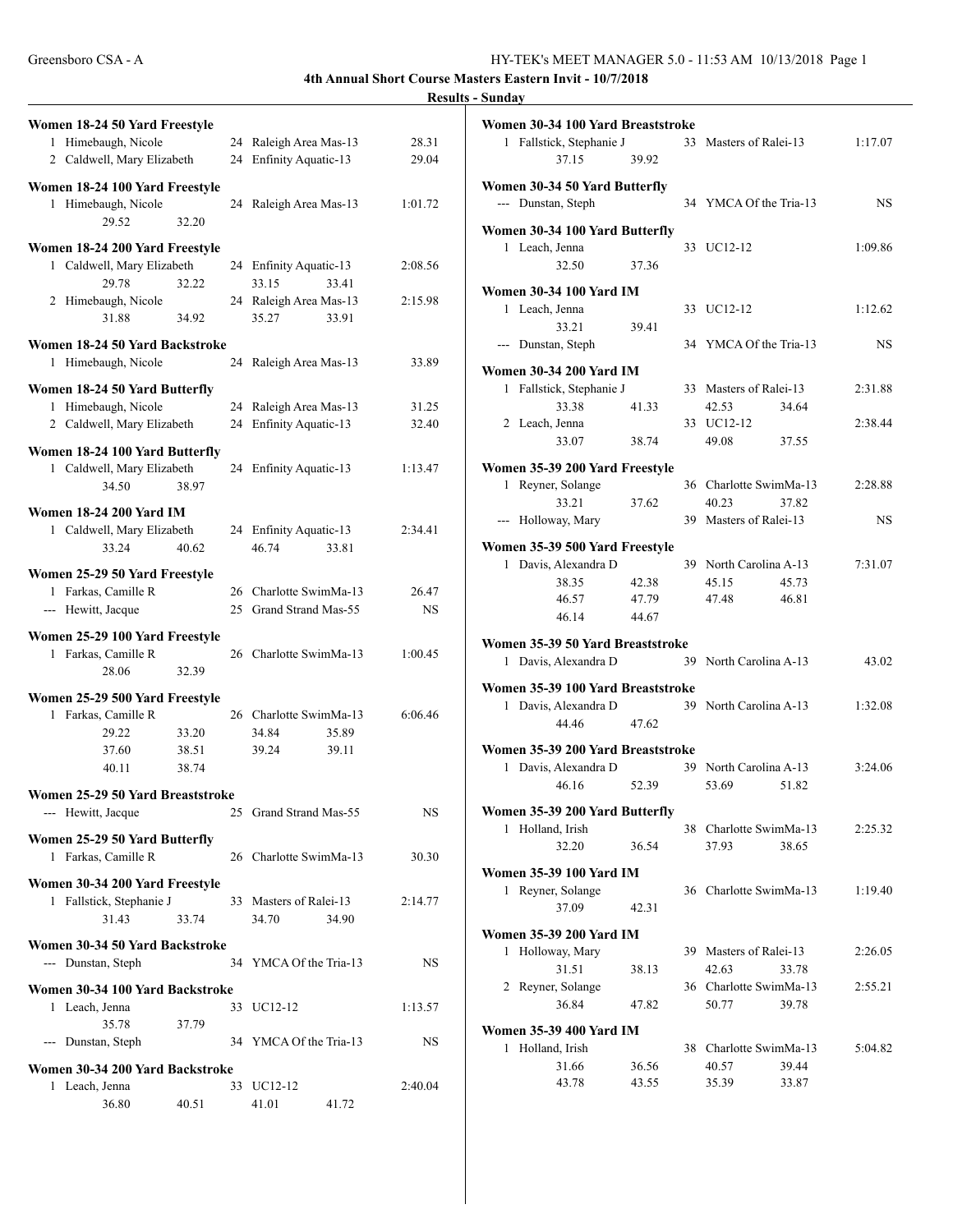**4th Annual Short Course Masters Eastern Invit - 10/7/2018**

**Results - Sunday**

### Women 18-24 50 Yard Freestyle

| | Name | Age | Team | Time |
|---|---|---|---|---|
| 1 | Himebaugh, Nicole | 24 | Raleigh Area Mas-13 | 28.31 |
| 2 | Caldwell, Mary Elizabeth | 24 | Enfinity Aquatic-13 | 29.04 |

### Women 18-24 100 Yard Freestyle

| | Name | Age | Team | Time |
|---|---|---|---|---|
| 1 | Himebaugh, Nicole | 24 | Raleigh Area Mas-13 | 1:01.72 |
| | 29.52 32.20 | | | |

### Women 18-24 200 Yard Freestyle

| | Name | Age | Team | Time |
|---|---|---|---|---|
| 1 | Caldwell, Mary Elizabeth | 24 | Enfinity Aquatic-13 | 2:08.56 |
| | 29.78 32.22 33.15 33.41 | | | |
| 2 | Himebaugh, Nicole | 24 | Raleigh Area Mas-13 | 2:15.98 |
| | 31.88 34.92 35.27 33.91 | | | |

### Women 18-24 50 Yard Backstroke

| | Name | Age | Team | Time |
|---|---|---|---|---|
| 1 | Himebaugh, Nicole | 24 | Raleigh Area Mas-13 | 33.89 |

### Women 18-24 50 Yard Butterfly

| | Name | Age | Team | Time |
|---|---|---|---|---|
| 1 | Himebaugh, Nicole | 24 | Raleigh Area Mas-13 | 31.25 |
| 2 | Caldwell, Mary Elizabeth | 24 | Enfinity Aquatic-13 | 32.40 |

### Women 18-24 100 Yard Butterfly

| | Name | Age | Team | Time |
|---|---|---|---|---|
| 1 | Caldwell, Mary Elizabeth | 24 | Enfinity Aquatic-13 | 1:13.47 |
| | 34.50 38.97 | | | |

### Women 18-24 200 Yard IM

| | Name | Age | Team | Time |
|---|---|---|---|---|
| 1 | Caldwell, Mary Elizabeth | 24 | Enfinity Aquatic-13 | 2:34.41 |
| | 33.24 40.62 46.74 33.81 | | | |

### Women 25-29 50 Yard Freestyle

| | Name | Age | Team | Time |
|---|---|---|---|---|
| 1 | Farkas, Camille R | 26 | Charlotte SwimMa-13 | 26.47 |
| --- | Hewitt, Jacque | 25 | Grand Strand Mas-55 | NS |

### Women 25-29 100 Yard Freestyle

| | Name | Age | Team | Time |
|---|---|---|---|---|
| 1 | Farkas, Camille R | 26 | Charlotte SwimMa-13 | 1:00.45 |
| | 28.06 32.39 | | | |

### Women 25-29 500 Yard Freestyle

| | Name | Age | Team | Time |
|---|---|---|---|---|
| 1 | Farkas, Camille R | 26 | Charlotte SwimMa-13 | 6:06.46 |
| | 29.22 33.20 34.84 35.89 | | | |
| | 37.60 38.51 39.24 39.11 | | | |
| | 40.11 38.74 | | | |

### Women 25-29 50 Yard Breaststroke

| | Name | Age | Team | Time |
|---|---|---|---|---|
| --- | Hewitt, Jacque | 25 | Grand Strand Mas-55 | NS |

### Women 25-29 50 Yard Butterfly

| | Name | Age | Team | Time |
|---|---|---|---|---|
| 1 | Farkas, Camille R | 26 | Charlotte SwimMa-13 | 30.30 |

### Women 30-34 200 Yard Freestyle

| | Name | Age | Team | Time |
|---|---|---|---|---|
| 1 | Fallstick, Stephanie J | 33 | Masters of Ralei-13 | 2:14.77 |
| | 31.43 33.74 34.70 34.90 | | | |

### Women 30-34 50 Yard Backstroke

| | Name | Age | Team | Time |
|---|---|---|---|---|
| --- | Dunstan, Steph | 34 | YMCA Of the Tria-13 | NS |

### Women 30-34 100 Yard Backstroke

| | Name | Age | Team | Time |
|---|---|---|---|---|
| 1 | Leach, Jenna | 33 | UC12-12 | 1:13.57 |
| | 35.78 37.79 | | | |
| --- | Dunstan, Steph | 34 | YMCA Of the Tria-13 | NS |

### Women 30-34 200 Yard Backstroke

| | Name | Age | Team | Time |
|---|---|---|---|---|
| 1 | Leach, Jenna | 33 | UC12-12 | 2:40.04 |
| | 36.80 40.51 41.01 41.72 | | | |

### Women 30-34 100 Yard Breaststroke

| | Name | Age | Team | Time |
|---|---|---|---|---|
| 1 | Fallstick, Stephanie J | 33 | Masters of Ralei-13 | 1:17.07 |
| | 37.15 39.92 | | | |

### Women 30-34 50 Yard Butterfly

| | Name | Age | Team | Time |
|---|---|---|---|---|
| --- | Dunstan, Steph | 34 | YMCA Of the Tria-13 | NS |

### Women 30-34 100 Yard Butterfly

| | Name | Age | Team | Time |
|---|---|---|---|---|
| 1 | Leach, Jenna | 33 | UC12-12 | 1:09.86 |
| | 32.50 37.36 | | | |

### Women 30-34 100 Yard IM

| | Name | Age | Team | Time |
|---|---|---|---|---|
| 1 | Leach, Jenna | 33 | UC12-12 | 1:12.62 |
| | 33.21 39.41 | | | |
| --- | Dunstan, Steph | 34 | YMCA Of the Tria-13 | NS |

### Women 30-34 200 Yard IM

| | Name | Age | Team | Time |
|---|---|---|---|---|
| 1 | Fallstick, Stephanie J | 33 | Masters of Ralei-13 | 2:31.88 |
| | 33.38 41.33 42.53 34.64 | | | |
| 2 | Leach, Jenna | 33 | UC12-12 | 2:38.44 |
| | 33.07 38.74 49.08 37.55 | | | |

### Women 35-39 200 Yard Freestyle

| | Name | Age | Team | Time |
|---|---|---|---|---|
| 1 | Reyner, Solange | 36 | Charlotte SwimMa-13 | 2:28.88 |
| | 33.21 37.62 40.23 37.82 | | | |
| --- | Holloway, Mary | 39 | Masters of Ralei-13 | NS |

### Women 35-39 500 Yard Freestyle

| | Name | Age | Team | Time |
|---|---|---|---|---|
| 1 | Davis, Alexandra D | 39 | North Carolina A-13 | 7:31.07 |
| | 38.35 42.38 45.15 45.73 | | | |
| | 46.57 47.79 47.48 46.81 | | | |
| | 46.14 44.67 | | | |

### Women 35-39 50 Yard Breaststroke

| | Name | Age | Team | Time |
|---|---|---|---|---|
| 1 | Davis, Alexandra D | 39 | North Carolina A-13 | 43.02 |

### Women 35-39 100 Yard Breaststroke

| | Name | Age | Team | Time |
|---|---|---|---|---|
| 1 | Davis, Alexandra D | 39 | North Carolina A-13 | 1:32.08 |
| | 44.46 47.62 | | | |

### Women 35-39 200 Yard Breaststroke

| | Name | Age | Team | Time |
|---|---|---|---|---|
| 1 | Davis, Alexandra D | 39 | North Carolina A-13 | 3:24.06 |
| | 46.16 52.39 53.69 51.82 | | | |

### Women 35-39 200 Yard Butterfly

| | Name | Age | Team | Time |
|---|---|---|---|---|
| 1 | Holland, Irish | 38 | Charlotte SwimMa-13 | 2:25.32 |
| | 32.20 36.54 37.93 38.65 | | | |

### Women 35-39 100 Yard IM

| | Name | Age | Team | Time |
|---|---|---|---|---|
| 1 | Reyner, Solange | 36 | Charlotte SwimMa-13 | 1:19.40 |
| | 37.09 42.31 | | | |

### Women 35-39 200 Yard IM

| | Name | Age | Team | Time |
|---|---|---|---|---|
| 1 | Holloway, Mary | 39 | Masters of Ralei-13 | 2:26.05 |
| | 31.51 38.13 42.63 33.78 | | | |
| 2 | Reyner, Solange | 36 | Charlotte SwimMa-13 | 2:55.21 |
| | 36.84 47.82 50.77 39.78 | | | |

### Women 35-39 400 Yard IM

| | Name | Age | Team | Time |
|---|---|---|---|---|
| 1 | Holland, Irish | 38 | Charlotte SwimMa-13 | 5:04.82 |
| | 31.66 36.56 40.57 39.44 | | | |
| | 43.78 43.55 35.39 33.87 | | | |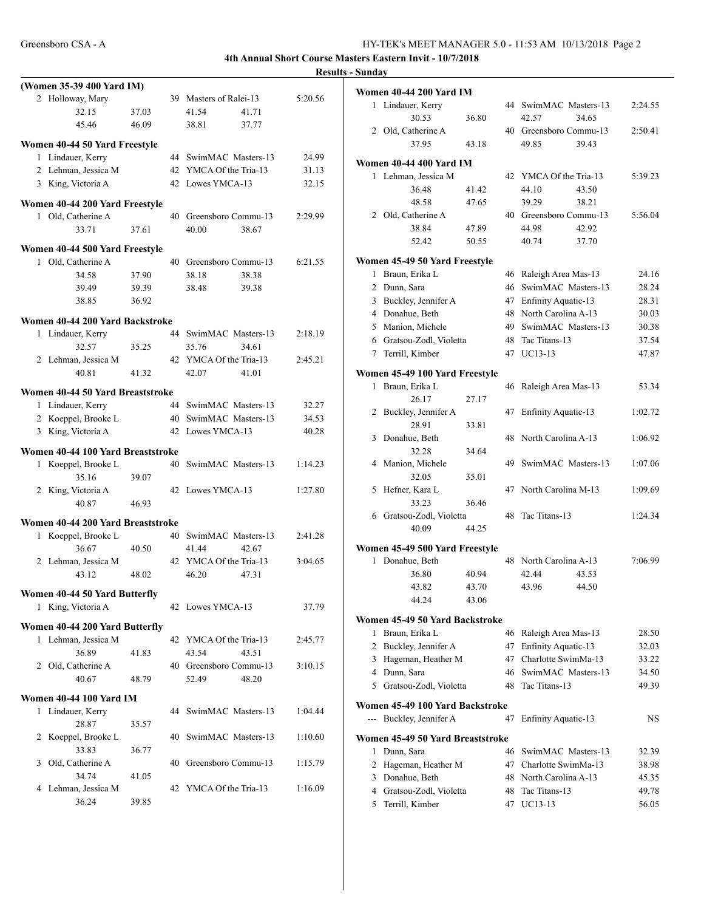# 4th Annual Short Course Masters Eastern Invit - 10/7/2018

## Results - Sunday

### (Women 35-39 400 Yard IM)

| Place | Name | Age | Team | Time |
|---|---|---|---|---|
| 2 | Holloway, Mary | 39 | Masters of Ralei-13 | 5:20.56 |
| | 32.15 37.03 41.54 41.71 | | | |
| | 45.46 46.09 38.81 37.77 | | | |

### Women 40-44 50 Yard Freestyle

| Place | Name | Age | Team | Time |
|---|---|---|---|---|
| 1 | Lindauer, Kerry | 44 | SwimMAC Masters-13 | 24.99 |
| 2 | Lehman, Jessica M | 42 | YMCA Of the Tria-13 | 31.13 |
| 3 | King, Victoria A | 42 | Lowes YMCA-13 | 32.15 |

### Women 40-44 200 Yard Freestyle

| Place | Name | Age | Team | Time |
|---|---|---|---|---|
| 1 | Old, Catherine A | 40 | Greensboro Commu-13 | 2:29.99 |
| | 33.71 37.61 40.00 38.67 | | | |

### Women 40-44 500 Yard Freestyle

| Place | Name | Age | Team | Time |
|---|---|---|---|---|
| 1 | Old, Catherine A | 40 | Greensboro Commu-13 | 6:21.55 |
| | 34.58 37.90 38.18 38.38 | | | |
| | 39.49 39.39 38.48 39.38 | | | |
| | 38.85 36.92 | | | |

### Women 40-44 200 Yard Backstroke

| Place | Name | Age | Team | Time |
|---|---|---|---|---|
| 1 | Lindauer, Kerry | 44 | SwimMAC Masters-13 | 2:18.19 |
| | 32.57 35.25 35.76 34.61 | | | |
| 2 | Lehman, Jessica M | 42 | YMCA Of the Tria-13 | 2:45.21 |
| | 40.81 41.32 42.07 41.01 | | | |

### Women 40-44 50 Yard Breaststroke

| Place | Name | Age | Team | Time |
|---|---|---|---|---|
| 1 | Lindauer, Kerry | 44 | SwimMAC Masters-13 | 32.27 |
| 2 | Koeppel, Brooke L | 40 | SwimMAC Masters-13 | 34.53 |
| 3 | King, Victoria A | 42 | Lowes YMCA-13 | 40.28 |

### Women 40-44 100 Yard Breaststroke

| Place | Name | Age | Team | Time |
|---|---|---|---|---|
| 1 | Koeppel, Brooke L | 40 | SwimMAC Masters-13 | 1:14.23 |
| | 35.16 39.07 | | | |
| 2 | King, Victoria A | 42 | Lowes YMCA-13 | 1:27.80 |
| | 40.87 46.93 | | | |

### Women 40-44 200 Yard Breaststroke

| Place | Name | Age | Team | Time |
|---|---|---|---|---|
| 1 | Koeppel, Brooke L | 40 | SwimMAC Masters-13 | 2:41.28 |
| | 36.67 40.50 41.44 42.67 | | | |
| 2 | Lehman, Jessica M | 42 | YMCA Of the Tria-13 | 3:04.65 |
| | 43.12 48.02 46.20 47.31 | | | |

### Women 40-44 50 Yard Butterfly

| Place | Name | Age | Team | Time |
|---|---|---|---|---|
| 1 | King, Victoria A | 42 | Lowes YMCA-13 | 37.79 |

### Women 40-44 200 Yard Butterfly

| Place | Name | Age | Team | Time |
|---|---|---|---|---|
| 1 | Lehman, Jessica M | 42 | YMCA Of the Tria-13 | 2:45.77 |
| | 36.89 41.83 43.54 43.51 | | | |
| 2 | Old, Catherine A | 40 | Greensboro Commu-13 | 3:10.15 |
| | 40.67 48.79 52.49 48.20 | | | |

### Women 40-44 100 Yard IM

| Place | Name | Age | Team | Time |
|---|---|---|---|---|
| 1 | Lindauer, Kerry | 44 | SwimMAC Masters-13 | 1:04.44 |
| | 28.87 35.57 | | | |
| 2 | Koeppel, Brooke L | 40 | SwimMAC Masters-13 | 1:10.60 |
| | 33.83 36.77 | | | |
| 3 | Old, Catherine A | 40 | Greensboro Commu-13 | 1:15.79 |
| | 34.74 41.05 | | | |
| 4 | Lehman, Jessica M | 42 | YMCA Of the Tria-13 | 1:16.09 |
| | 36.24 39.85 | | | |

### Women 40-44 200 Yard IM

| Place | Name | Age | Team | Time |
|---|---|---|---|---|
| 1 | Lindauer, Kerry | 44 | SwimMAC Masters-13 | 2:24.55 |
| | 30.53 36.80 42.57 34.65 | | | |
| 2 | Old, Catherine A | 40 | Greensboro Commu-13 | 2:50.41 |
| | 37.95 43.18 49.85 39.43 | | | |

### Women 40-44 400 Yard IM

| Place | Name | Age | Team | Time |
|---|---|---|---|---|
| 1 | Lehman, Jessica M | 42 | YMCA Of the Tria-13 | 5:39.23 |
| | 36.48 41.42 44.10 43.50 | | | |
| | 48.58 47.65 39.29 38.21 | | | |
| 2 | Old, Catherine A | 40 | Greensboro Commu-13 | 5:56.04 |
| | 38.84 47.89 44.98 42.92 | | | |
| | 52.42 50.55 40.74 37.70 | | | |

### Women 45-49 50 Yard Freestyle

| Place | Name | Age | Team | Time |
|---|---|---|---|---|
| 1 | Braun, Erika L | 46 | Raleigh Area Mas-13 | 24.16 |
| 2 | Dunn, Sara | 46 | SwimMAC Masters-13 | 28.24 |
| 3 | Buckley, Jennifer A | 47 | Enfinity Aquatic-13 | 28.31 |
| 4 | Donahue, Beth | 48 | North Carolina A-13 | 30.03 |
| 5 | Manion, Michele | 49 | SwimMAC Masters-13 | 30.38 |
| 6 | Gratsou-Zodl, Violetta | 48 | Tac Titans-13 | 37.54 |
| 7 | Terrill, Kimber | 47 | UC13-13 | 47.87 |

### Women 45-49 100 Yard Freestyle

| Place | Name | Age | Team | Time |
|---|---|---|---|---|
| 1 | Braun, Erika L | 46 | Raleigh Area Mas-13 | 53.34 |
| | 26.17 27.17 | | | |
| 2 | Buckley, Jennifer A | 47 | Enfinity Aquatic-13 | 1:02.72 |
| | 28.91 33.81 | | | |
| 3 | Donahue, Beth | 48 | North Carolina A-13 | 1:06.92 |
| | 32.28 34.64 | | | |
| 4 | Manion, Michele | 49 | SwimMAC Masters-13 | 1:07.06 |
| | 32.05 35.01 | | | |
| 5 | Hefner, Kara L | 47 | North Carolina M-13 | 1:09.69 |
| | 33.23 36.46 | | | |
| 6 | Gratsou-Zodl, Violetta | 48 | Tac Titans-13 | 1:24.34 |
| | 40.09 44.25 | | | |

### Women 45-49 500 Yard Freestyle

| Place | Name | Age | Team | Time |
|---|---|---|---|---|
| 1 | Donahue, Beth | 48 | North Carolina A-13 | 7:06.99 |
| | 36.80 40.94 42.44 43.53 | | | |
| | 43.82 43.70 43.96 44.50 | | | |
| | 44.24 43.06 | | | |

### Women 45-49 50 Yard Backstroke

| Place | Name | Age | Team | Time |
|---|---|---|---|---|
| 1 | Braun, Erika L | 46 | Raleigh Area Mas-13 | 28.50 |
| 2 | Buckley, Jennifer A | 47 | Enfinity Aquatic-13 | 32.03 |
| 3 | Hageman, Heather M | 47 | Charlotte SwimMa-13 | 33.22 |
| 4 | Dunn, Sara | 46 | SwimMAC Masters-13 | 34.50 |
| 5 | Gratsou-Zodl, Violetta | 48 | Tac Titans-13 | 49.39 |

### Women 45-49 100 Yard Backstroke

| Place | Name | Age | Team | Time |
|---|---|---|---|---|
| --- | Buckley, Jennifer A | 47 | Enfinity Aquatic-13 | NS |

### Women 45-49 50 Yard Breaststroke

| Place | Name | Age | Team | Time |
|---|---|---|---|---|
| 1 | Dunn, Sara | 46 | SwimMAC Masters-13 | 32.39 |
| 2 | Hageman, Heather M | 47 | Charlotte SwimMa-13 | 38.98 |
| 3 | Donahue, Beth | 48 | North Carolina A-13 | 45.35 |
| 4 | Gratsou-Zodl, Violetta | 48 | Tac Titans-13 | 49.78 |
| 5 | Terrill, Kimber | 47 | UC13-13 | 56.05 |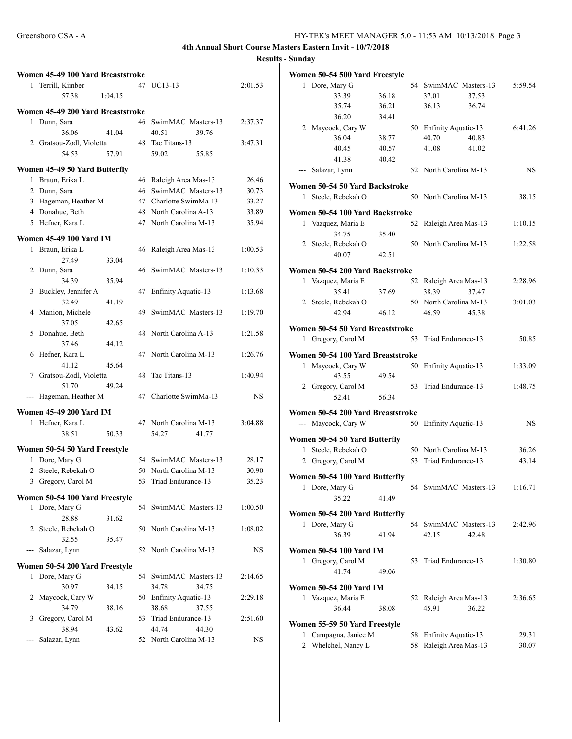**4th Annual Short Course Masters Eastern Invit - 10/7/2018**

**Results - Sunday**

### Women 45-49 100 Yard Breaststroke

| Place | Name | Age | Team | Time |
|---|---|---|---|---|
| 1 | Terrill, Kimber | 47 | UC13-13 | 2:01.53 |
| | 57.38 &nbsp; 1:04.15 | | | |

### Women 45-49 200 Yard Breaststroke

| Place | Name | Age | Team | Time |
|---|---|---|---|---|
| 1 | Dunn, Sara | 46 | SwimMAC Masters-13 | 2:37.37 |
| | 36.06 &nbsp; 41.04 &nbsp; 40.51 &nbsp; 39.76 | | | |
| 2 | Gratsou-Zodl, Violetta | 48 | Tac Titans-13 | 3:47.31 |
| | 54.53 &nbsp; 57.91 &nbsp; 59.02 &nbsp; 55.85 | | | |

### Women 45-49 50 Yard Butterfly

| Place | Name | Age | Team | Time |
|---|---|---|---|---|
| 1 | Braun, Erika L | 46 | Raleigh Area Mas-13 | 26.46 |
| 2 | Dunn, Sara | 46 | SwimMAC Masters-13 | 30.73 |
| 3 | Hageman, Heather M | 47 | Charlotte SwimMa-13 | 33.27 |
| 4 | Donahue, Beth | 48 | North Carolina A-13 | 33.89 |
| 5 | Hefner, Kara L | 47 | North Carolina M-13 | 35.94 |

### Women 45-49 100 Yard IM

| Place | Name | Age | Team | Time |
|---|---|---|---|---|
| 1 | Braun, Erika L | 46 | Raleigh Area Mas-13 | 1:00.53 |
| | 27.49 &nbsp; 33.04 | | | |
| 2 | Dunn, Sara | 46 | SwimMAC Masters-13 | 1:10.33 |
| | 34.39 &nbsp; 35.94 | | | |
| 3 | Buckley, Jennifer A | 47 | Enfinity Aquatic-13 | 1:13.68 |
| | 32.49 &nbsp; 41.19 | | | |
| 4 | Manion, Michele | 49 | SwimMAC Masters-13 | 1:19.70 |
| | 37.05 &nbsp; 42.65 | | | |
| 5 | Donahue, Beth | 48 | North Carolina A-13 | 1:21.58 |
| | 37.46 &nbsp; 44.12 | | | |
| 6 | Hefner, Kara L | 47 | North Carolina M-13 | 1:26.76 |
| | 41.12 &nbsp; 45.64 | | | |
| 7 | Gratsou-Zodl, Violetta | 48 | Tac Titans-13 | 1:40.94 |
| | 51.70 &nbsp; 49.24 | | | |
| --- | Hageman, Heather M | 47 | Charlotte SwimMa-13 | NS |

### Women 45-49 200 Yard IM

| Place | Name | Age | Team | Time |
|---|---|---|---|---|
| 1 | Hefner, Kara L | 47 | North Carolina M-13 | 3:04.88 |
| | 38.51 &nbsp; 50.33 &nbsp; 54.27 &nbsp; 41.77 | | | |

### Women 50-54 50 Yard Freestyle

| Place | Name | Age | Team | Time |
|---|---|---|---|---|
| 1 | Dore, Mary G | 54 | SwimMAC Masters-13 | 28.17 |
| 2 | Steele, Rebekah O | 50 | North Carolina M-13 | 30.90 |
| 3 | Gregory, Carol M | 53 | Triad Endurance-13 | 35.23 |

### Women 50-54 100 Yard Freestyle

| Place | Name | Age | Team | Time |
|---|---|---|---|---|
| 1 | Dore, Mary G | 54 | SwimMAC Masters-13 | 1:00.50 |
| | 28.88 &nbsp; 31.62 | | | |
| 2 | Steele, Rebekah O | 50 | North Carolina M-13 | 1:08.02 |
| | 32.55 &nbsp; 35.47 | | | |
| --- | Salazar, Lynn | 52 | North Carolina M-13 | NS |

### Women 50-54 200 Yard Freestyle

| Place | Name | Age | Team | Time |
|---|---|---|---|---|
| 1 | Dore, Mary G | 54 | SwimMAC Masters-13 | 2:14.65 |
| | 30.97 &nbsp; 34.15 &nbsp; 34.78 &nbsp; 34.75 | | | |
| 2 | Maycock, Cary W | 50 | Enfinity Aquatic-13 | 2:29.18 |
| | 34.79 &nbsp; 38.16 &nbsp; 38.68 &nbsp; 37.55 | | | |
| 3 | Gregory, Carol M | 53 | Triad Endurance-13 | 2:51.60 |
| | 38.94 &nbsp; 43.62 &nbsp; 44.74 &nbsp; 44.30 | | | |
| --- | Salazar, Lynn | 52 | North Carolina M-13 | NS |

### Women 50-54 500 Yard Freestyle

| Place | Name | Age | Team | Time |
|---|---|---|---|---|
| 1 | Dore, Mary G | 54 | SwimMAC Masters-13 | 5:59.54 |
| | 33.39 &nbsp; 36.18 &nbsp; 37.01 &nbsp; 37.53 | | | |
| | 35.74 &nbsp; 36.21 &nbsp; 36.13 &nbsp; 36.74 | | | |
| | 36.20 &nbsp; 34.41 | | | |
| 2 | Maycock, Cary W | 50 | Enfinity Aquatic-13 | 6:41.26 |
| | 36.04 &nbsp; 38.77 &nbsp; 40.70 &nbsp; 40.83 | | | |
| | 40.45 &nbsp; 40.57 &nbsp; 41.08 &nbsp; 41.02 | | | |
| | 41.38 &nbsp; 40.42 | | | |
| --- | Salazar, Lynn | 52 | North Carolina M-13 | NS |

### Women 50-54 50 Yard Backstroke

| Place | Name | Age | Team | Time |
|---|---|---|---|---|
| 1 | Steele, Rebekah O | 50 | North Carolina M-13 | 38.15 |

### Women 50-54 100 Yard Backstroke

| Place | Name | Age | Team | Time |
|---|---|---|---|---|
| 1 | Vazquez, Maria E | 52 | Raleigh Area Mas-13 | 1:10.15 |
| | 34.75 &nbsp; 35.40 | | | |
| 2 | Steele, Rebekah O | 50 | North Carolina M-13 | 1:22.58 |
| | 40.07 &nbsp; 42.51 | | | |

### Women 50-54 200 Yard Backstroke

| Place | Name | Age | Team | Time |
|---|---|---|---|---|
| 1 | Vazquez, Maria E | 52 | Raleigh Area Mas-13 | 2:28.96 |
| | 35.41 &nbsp; 37.69 &nbsp; 38.39 &nbsp; 37.47 | | | |
| 2 | Steele, Rebekah O | 50 | North Carolina M-13 | 3:01.03 |
| | 42.94 &nbsp; 46.12 &nbsp; 46.59 &nbsp; 45.38 | | | |

### Women 50-54 50 Yard Breaststroke

| Place | Name | Age | Team | Time |
|---|---|---|---|---|
| 1 | Gregory, Carol M | 53 | Triad Endurance-13 | 50.85 |

### Women 50-54 100 Yard Breaststroke

| Place | Name | Age | Team | Time |
|---|---|---|---|---|
| 1 | Maycock, Cary W | 50 | Enfinity Aquatic-13 | 1:33.09 |
| | 43.55 &nbsp; 49.54 | | | |
| 2 | Gregory, Carol M | 53 | Triad Endurance-13 | 1:48.75 |
| | 52.41 &nbsp; 56.34 | | | |

### Women 50-54 200 Yard Breaststroke

| Place | Name | Age | Team | Time |
|---|---|---|---|---|
| --- | Maycock, Cary W | 50 | Enfinity Aquatic-13 | NS |

### Women 50-54 50 Yard Butterfly

| Place | Name | Age | Team | Time |
|---|---|---|---|---|
| 1 | Steele, Rebekah O | 50 | North Carolina M-13 | 36.26 |
| 2 | Gregory, Carol M | 53 | Triad Endurance-13 | 43.14 |

### Women 50-54 100 Yard Butterfly

| Place | Name | Age | Team | Time |
|---|---|---|---|---|
| 1 | Dore, Mary G | 54 | SwimMAC Masters-13 | 1:16.71 |
| | 35.22 &nbsp; 41.49 | | | |

### Women 50-54 200 Yard Butterfly

| Place | Name | Age | Team | Time |
|---|---|---|---|---|
| 1 | Dore, Mary G | 54 | SwimMAC Masters-13 | 2:42.96 |
| | 36.39 &nbsp; 41.94 &nbsp; 42.15 &nbsp; 42.48 | | | |

### Women 50-54 100 Yard IM

| Place | Name | Age | Team | Time |
|---|---|---|---|---|
| 1 | Gregory, Carol M | 53 | Triad Endurance-13 | 1:30.80 |
| | 41.74 &nbsp; 49.06 | | | |

### Women 50-54 200 Yard IM

| Place | Name | Age | Team | Time |
|---|---|---|---|---|
| 1 | Vazquez, Maria E | 52 | Raleigh Area Mas-13 | 2:36.65 |
| | 36.44 &nbsp; 38.08 &nbsp; 45.91 &nbsp; 36.22 | | | |

### Women 55-59 50 Yard Freestyle

| Place | Name | Age | Team | Time |
|---|---|---|---|---|
| 1 | Campagna, Janice M | 58 | Enfinity Aquatic-13 | 29.31 |
| 2 | Whelchel, Nancy L | 58 | Raleigh Area Mas-13 | 30.07 |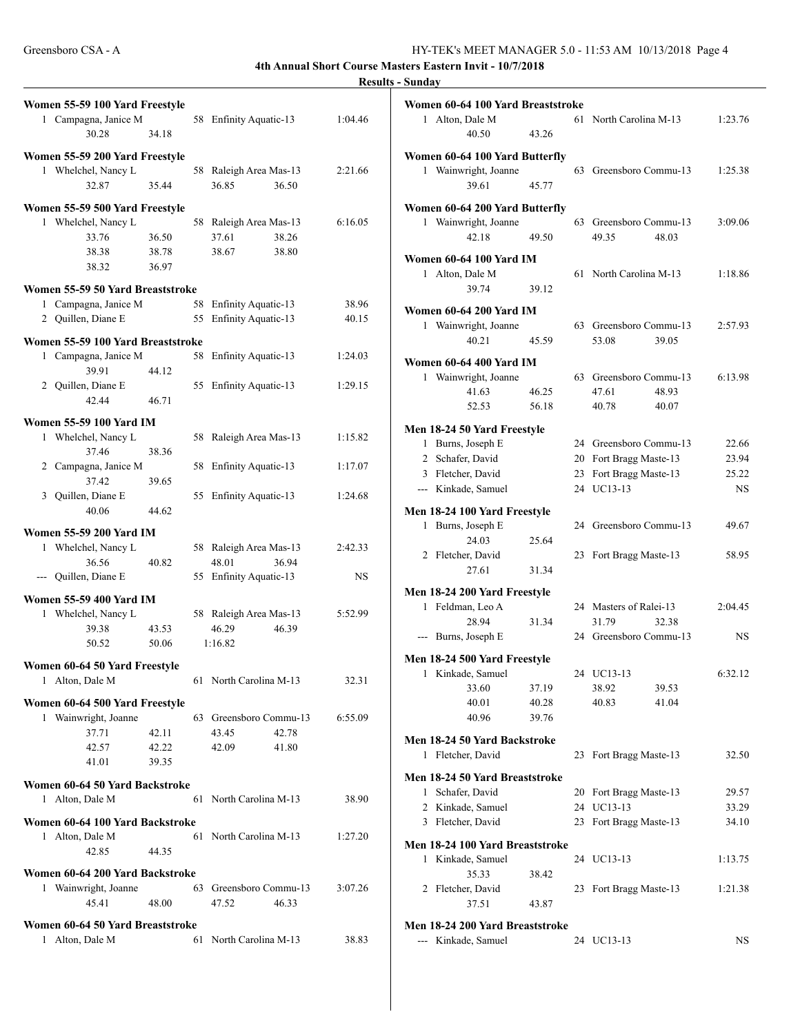**4th Annual Short Course Masters Eastern Invit - 10/7/2018**

**Results - Sunday**

### Women 55-59 100 Yard Freestyle

| | Name | Age | Team | Time |
|---|---|---|---|---|
| 1 | Campagna, Janice M | 58 | Enfinity Aquatic-13 | 1:04.46 |
| | 30.28 34.18 | | | |

### Women 55-59 200 Yard Freestyle

| | Name | Age | Team | Time |
|---|---|---|---|---|
| 1 | Whelchel, Nancy L | 58 | Raleigh Area Mas-13 | 2:21.66 |
| | 32.87 35.44 36.85 36.50 | | | |

### Women 55-59 500 Yard Freestyle

| | Name | Age | Team | Time |
|---|---|---|---|---|
| 1 | Whelchel, Nancy L | 58 | Raleigh Area Mas-13 | 6:16.05 |
| | 33.76 36.50 37.61 38.26 | | | |
| | 38.38 38.78 38.67 38.80 | | | |
| | 38.32 36.97 | | | |

### Women 55-59 50 Yard Breaststroke

| | Name | Age | Team | Time |
|---|---|---|---|---|
| 1 | Campagna, Janice M | 58 | Enfinity Aquatic-13 | 38.96 |
| 2 | Quillen, Diane E | 55 | Enfinity Aquatic-13 | 40.15 |

### Women 55-59 100 Yard Breaststroke

| | Name | Age | Team | Time |
|---|---|---|---|---|
| 1 | Campagna, Janice M | 58 | Enfinity Aquatic-13 | 1:24.03 |
| | 39.91 44.12 | | | |
| 2 | Quillen, Diane E | 55 | Enfinity Aquatic-13 | 1:29.15 |
| | 42.44 46.71 | | | |

### Women 55-59 100 Yard IM

| | Name | Age | Team | Time |
|---|---|---|---|---|
| 1 | Whelchel, Nancy L | 58 | Raleigh Area Mas-13 | 1:15.82 |
| | 37.46 38.36 | | | |
| 2 | Campagna, Janice M | 58 | Enfinity Aquatic-13 | 1:17.07 |
| | 37.42 39.65 | | | |
| 3 | Quillen, Diane E | 55 | Enfinity Aquatic-13 | 1:24.68 |
| | 40.06 44.62 | | | |

### Women 55-59 200 Yard IM

| | Name | Age | Team | Time |
|---|---|---|---|---|
| 1 | Whelchel, Nancy L | 58 | Raleigh Area Mas-13 | 2:42.33 |
| | 36.56 40.82 48.01 36.94 | | | |
| --- | Quillen, Diane E | 55 | Enfinity Aquatic-13 | NS |

### Women 55-59 400 Yard IM

| | Name | Age | Team | Time |
|---|---|---|---|---|
| 1 | Whelchel, Nancy L | 58 | Raleigh Area Mas-13 | 5:52.99 |
| | 39.38 43.53 46.29 46.39 | | | |
| | 50.52 50.06 1:16.82 | | | |

### Women 60-64 50 Yard Freestyle

| | Name | Age | Team | Time |
|---|---|---|---|---|
| 1 | Alton, Dale M | 61 | North Carolina M-13 | 32.31 |

### Women 60-64 500 Yard Freestyle

| | Name | Age | Team | Time |
|---|---|---|---|---|
| 1 | Wainwright, Joanne | 63 | Greensboro Commu-13 | 6:55.09 |
| | 37.71 42.11 43.45 42.78 | | | |
| | 42.57 42.22 42.09 41.80 | | | |
| | 41.01 39.35 | | | |

### Women 60-64 50 Yard Backstroke

| | Name | Age | Team | Time |
|---|---|---|---|---|
| 1 | Alton, Dale M | 61 | North Carolina M-13 | 38.90 |

### Women 60-64 100 Yard Backstroke

| | Name | Age | Team | Time |
|---|---|---|---|---|
| 1 | Alton, Dale M | 61 | North Carolina M-13 | 1:27.20 |
| | 42.85 44.35 | | | |

### Women 60-64 200 Yard Backstroke

| | Name | Age | Team | Time |
|---|---|---|---|---|
| 1 | Wainwright, Joanne | 63 | Greensboro Commu-13 | 3:07.26 |
| | 45.41 48.00 47.52 46.33 | | | |

### Women 60-64 50 Yard Breaststroke

| | Name | Age | Team | Time |
|---|---|---|---|---|
| 1 | Alton, Dale M | 61 | North Carolina M-13 | 38.83 |

### Women 60-64 100 Yard Breaststroke

| | Name | Age | Team | Time |
|---|---|---|---|---|
| 1 | Alton, Dale M | 61 | North Carolina M-13 | 1:23.76 |
| | 40.50 43.26 | | | |

### Women 60-64 100 Yard Butterfly

| | Name | Age | Team | Time |
|---|---|---|---|---|
| 1 | Wainwright, Joanne | 63 | Greensboro Commu-13 | 1:25.38 |
| | 39.61 45.77 | | | |

### Women 60-64 200 Yard Butterfly

| | Name | Age | Team | Time |
|---|---|---|---|---|
| 1 | Wainwright, Joanne | 63 | Greensboro Commu-13 | 3:09.06 |
| | 42.18 49.50 49.35 48.03 | | | |

### Women 60-64 100 Yard IM

| | Name | Age | Team | Time |
|---|---|---|---|---|
| 1 | Alton, Dale M | 61 | North Carolina M-13 | 1:18.86 |
| | 39.74 39.12 | | | |

### Women 60-64 200 Yard IM

| | Name | Age | Team | Time |
|---|---|---|---|---|
| 1 | Wainwright, Joanne | 63 | Greensboro Commu-13 | 2:57.93 |
| | 40.21 45.59 53.08 39.05 | | | |

### Women 60-64 400 Yard IM

| | Name | Age | Team | Time |
|---|---|---|---|---|
| 1 | Wainwright, Joanne | 63 | Greensboro Commu-13 | 6:13.98 |
| | 41.63 46.25 47.61 48.93 | | | |
| | 52.53 56.18 40.78 40.07 | | | |

### Men 18-24 50 Yard Freestyle

| | Name | Age | Team | Time |
|---|---|---|---|---|
| 1 | Burns, Joseph E | 24 | Greensboro Commu-13 | 22.66 |
| 2 | Schafer, David | 20 | Fort Bragg Maste-13 | 23.94 |
| 3 | Fletcher, David | 23 | Fort Bragg Maste-13 | 25.22 |
| --- | Kinkade, Samuel | 24 | UC13-13 | NS |

### Men 18-24 100 Yard Freestyle

| | Name | Age | Team | Time |
|---|---|---|---|---|
| 1 | Burns, Joseph E | 24 | Greensboro Commu-13 | 49.67 |
| | 24.03 25.64 | | | |
| 2 | Fletcher, David | 23 | Fort Bragg Maste-13 | 58.95 |
| | 27.61 31.34 | | | |

### Men 18-24 200 Yard Freestyle

| | Name | Age | Team | Time |
|---|---|---|---|---|
| 1 | Feldman, Leo A | 24 | Masters of Ralei-13 | 2:04.45 |
| | 28.94 31.34 31.79 32.38 | | | |
| --- | Burns, Joseph E | 24 | Greensboro Commu-13 | NS |

### Men 18-24 500 Yard Freestyle

| | Name | Age | Team | Time |
|---|---|---|---|---|
| 1 | Kinkade, Samuel | 24 | UC13-13 | 6:32.12 |
| | 33.60 37.19 38.92 39.53 | | | |
| | 40.01 40.28 40.83 41.04 | | | |
| | 40.96 39.76 | | | |

### Men 18-24 50 Yard Backstroke

| | Name | Age | Team | Time |
|---|---|---|---|---|
| 1 | Fletcher, David | 23 | Fort Bragg Maste-13 | 32.50 |

### Men 18-24 50 Yard Breaststroke

| | Name | Age | Team | Time |
|---|---|---|---|---|
| 1 | Schafer, David | 20 | Fort Bragg Maste-13 | 29.57 |
| 2 | Kinkade, Samuel | 24 | UC13-13 | 33.29 |
| 3 | Fletcher, David | 23 | Fort Bragg Maste-13 | 34.10 |

### Men 18-24 100 Yard Breaststroke

| | Name | Age | Team | Time |
|---|---|---|---|---|
| 1 | Kinkade, Samuel | 24 | UC13-13 | 1:13.75 |
| | 35.33 38.42 | | | |
| 2 | Fletcher, David | 23 | Fort Bragg Maste-13 | 1:21.38 |
| | 37.51 43.87 | | | |

### Men 18-24 200 Yard Breaststroke

| | Name | Age | Team | Time |
|---|---|---|---|---|
| --- | Kinkade, Samuel | 24 | UC13-13 | NS |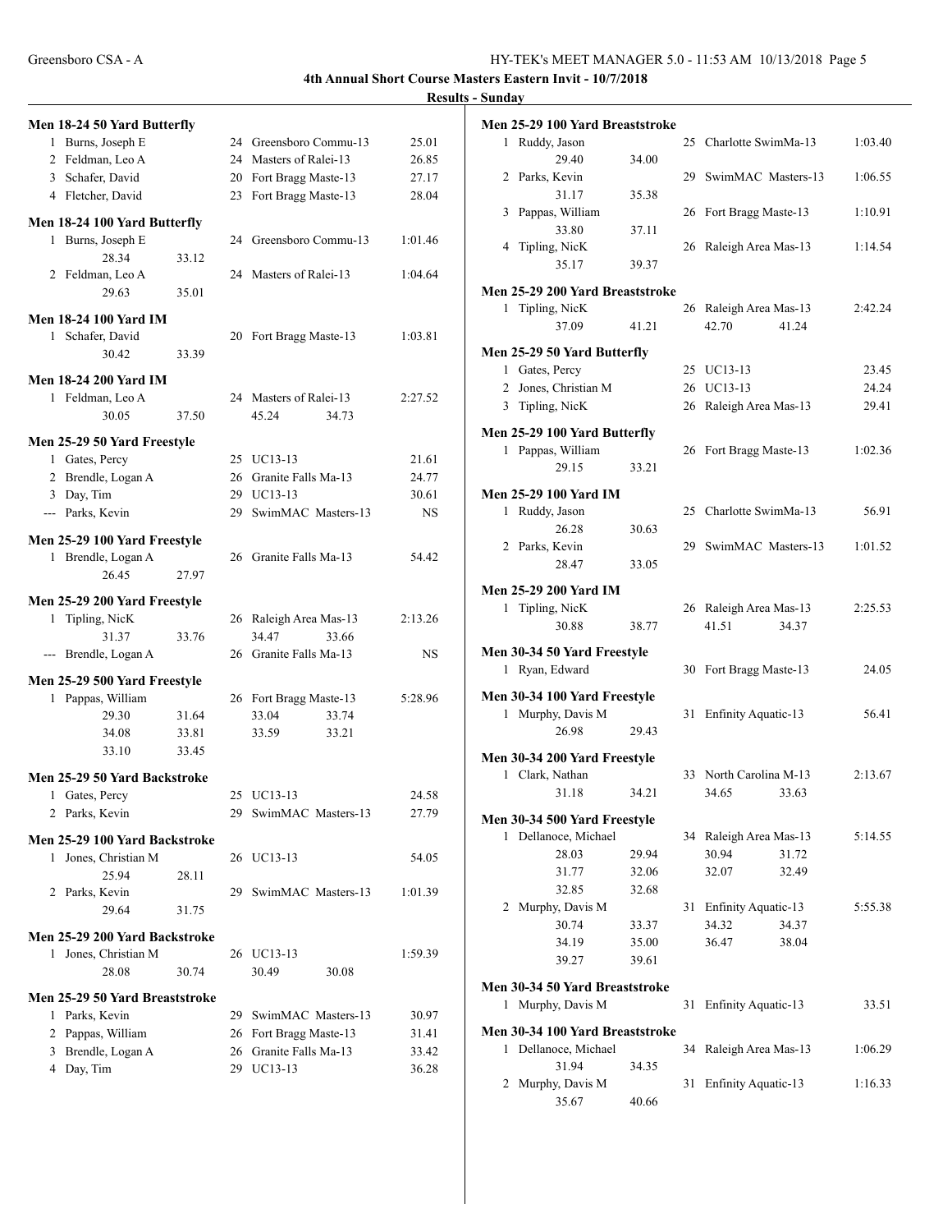## 4th Annual Short Course Masters Eastern Invit - 10/7/2018

### Results - Sunday

**Men 18-24 50 Yard Butterfly**

| Place | Name | Age | Team | Time |
|---|---|---|---|---|
| 1 | Burns, Joseph E | 24 | Greensboro Commu-13 | 25.01 |
| 2 | Feldman, Leo A | 24 | Masters of Ralei-13 | 26.85 |
| 3 | Schafer, David | 20 | Fort Bragg Maste-13 | 27.17 |
| 4 | Fletcher, David | 23 | Fort Bragg Maste-13 | 28.04 |

**Men 18-24 100 Yard Butterfly**

| Place | Name | Age | Team | Time |
|---|---|---|---|---|
| 1 | Burns, Joseph E | 24 | Greensboro Commu-13 | 1:01.46 |
| | 28.34 33.12 | | | |
| 2 | Feldman, Leo A | 24 | Masters of Ralei-13 | 1:04.64 |
| | 29.63 35.01 | | | |

**Men 18-24 100 Yard IM**

| Place | Name | Age | Team | Time |
|---|---|---|---|---|
| 1 | Schafer, David | 20 | Fort Bragg Maste-13 | 1:03.81 |
| | 30.42 33.39 | | | |

**Men 18-24 200 Yard IM**

| Place | Name | Age | Team | Time |
|---|---|---|---|---|
| 1 | Feldman, Leo A | 24 | Masters of Ralei-13 | 2:27.52 |
| | 30.05 37.50 45.24 34.73 | | | |

**Men 25-29 50 Yard Freestyle**

| Place | Name | Age | Team | Time |
|---|---|---|---|---|
| 1 | Gates, Percy | 25 | UC13-13 | 21.61 |
| 2 | Brendle, Logan A | 26 | Granite Falls Ma-13 | 24.77 |
| 3 | Day, Tim | 29 | UC13-13 | 30.61 |
| --- | Parks, Kevin | 29 | SwimMAC Masters-13 | NS |

**Men 25-29 100 Yard Freestyle**

| Place | Name | Age | Team | Time |
|---|---|---|---|---|
| 1 | Brendle, Logan A | 26 | Granite Falls Ma-13 | 54.42 |
| | 26.45 27.97 | | | |

**Men 25-29 200 Yard Freestyle**

| Place | Name | Age | Team | Time |
|---|---|---|---|---|
| 1 | Tipling, NicK | 26 | Raleigh Area Mas-13 | 2:13.26 |
| | 31.37 33.76 34.47 33.66 | | | |
| --- | Brendle, Logan A | 26 | Granite Falls Ma-13 | NS |

**Men 25-29 500 Yard Freestyle**

| Place | Name | Age | Team | Time |
|---|---|---|---|---|
| 1 | Pappas, William | 26 | Fort Bragg Maste-13 | 5:28.96 |
| | 29.30 31.64 33.04 33.74 | | | |
| | 34.08 33.81 33.59 33.21 | | | |
| | 33.10 33.45 | | | |

**Men 25-29 50 Yard Backstroke**

| Place | Name | Age | Team | Time |
|---|---|---|---|---|
| 1 | Gates, Percy | 25 | UC13-13 | 24.58 |
| 2 | Parks, Kevin | 29 | SwimMAC Masters-13 | 27.79 |

**Men 25-29 100 Yard Backstroke**

| Place | Name | Age | Team | Time |
|---|---|---|---|---|
| 1 | Jones, Christian M | 26 | UC13-13 | 54.05 |
| | 25.94 28.11 | | | |
| 2 | Parks, Kevin | 29 | SwimMAC Masters-13 | 1:01.39 |
| | 29.64 31.75 | | | |

**Men 25-29 200 Yard Backstroke**

| Place | Name | Age | Team | Time |
|---|---|---|---|---|
| 1 | Jones, Christian M | 26 | UC13-13 | 1:59.39 |
| | 28.08 30.74 30.49 30.08 | | | |

**Men 25-29 50 Yard Breaststroke**

| Place | Name | Age | Team | Time |
|---|---|---|---|---|
| 1 | Parks, Kevin | 29 | SwimMAC Masters-13 | 30.97 |
| 2 | Pappas, William | 26 | Fort Bragg Maste-13 | 31.41 |
| 3 | Brendle, Logan A | 26 | Granite Falls Ma-13 | 33.42 |
| 4 | Day, Tim | 29 | UC13-13 | 36.28 |

**Men 25-29 100 Yard Breaststroke**

| Place | Name | Age | Team | Time |
|---|---|---|---|---|
| 1 | Ruddy, Jason | 25 | Charlotte SwimMa-13 | 1:03.40 |
| | 29.40 34.00 | | | |
| 2 | Parks, Kevin | 29 | SwimMAC Masters-13 | 1:06.55 |
| | 31.17 35.38 | | | |
| 3 | Pappas, William | 26 | Fort Bragg Maste-13 | 1:10.91 |
| | 33.80 37.11 | | | |
| 4 | Tipling, NicK | 26 | Raleigh Area Mas-13 | 1:14.54 |
| | 35.17 39.37 | | | |

**Men 25-29 200 Yard Breaststroke**

| Place | Name | Age | Team | Time |
|---|---|---|---|---|
| 1 | Tipling, NicK | 26 | Raleigh Area Mas-13 | 2:42.24 |
| | 37.09 41.21 42.70 41.24 | | | |

**Men 25-29 50 Yard Butterfly**

| Place | Name | Age | Team | Time |
|---|---|---|---|---|
| 1 | Gates, Percy | 25 | UC13-13 | 23.45 |
| 2 | Jones, Christian M | 26 | UC13-13 | 24.24 |
| 3 | Tipling, NicK | 26 | Raleigh Area Mas-13 | 29.41 |

**Men 25-29 100 Yard Butterfly**

| Place | Name | Age | Team | Time |
|---|---|---|---|---|
| 1 | Pappas, William | 26 | Fort Bragg Maste-13 | 1:02.36 |
| | 29.15 33.21 | | | |

**Men 25-29 100 Yard IM**

| Place | Name | Age | Team | Time |
|---|---|---|---|---|
| 1 | Ruddy, Jason | 25 | Charlotte SwimMa-13 | 56.91 |
| | 26.28 30.63 | | | |
| 2 | Parks, Kevin | 29 | SwimMAC Masters-13 | 1:01.52 |
| | 28.47 33.05 | | | |

**Men 25-29 200 Yard IM**

| Place | Name | Age | Team | Time |
|---|---|---|---|---|
| 1 | Tipling, NicK | 26 | Raleigh Area Mas-13 | 2:25.53 |
| | 30.88 38.77 41.51 34.37 | | | |

**Men 30-34 50 Yard Freestyle**

| Place | Name | Age | Team | Time |
|---|---|---|---|---|
| 1 | Ryan, Edward | 30 | Fort Bragg Maste-13 | 24.05 |

**Men 30-34 100 Yard Freestyle**

| Place | Name | Age | Team | Time |
|---|---|---|---|---|
| 1 | Murphy, Davis M | 31 | Enfinity Aquatic-13 | 56.41 |
| | 26.98 29.43 | | | |

**Men 30-34 200 Yard Freestyle**

| Place | Name | Age | Team | Time |
|---|---|---|---|---|
| 1 | Clark, Nathan | 33 | North Carolina M-13 | 2:13.67 |
| | 31.18 34.21 34.65 33.63 | | | |

**Men 30-34 500 Yard Freestyle**

| Place | Name | Age | Team | Time |
|---|---|---|---|---|
| 1 | Dellanoce, Michael | 34 | Raleigh Area Mas-13 | 5:14.55 |
| | 28.03 29.94 30.94 31.72 | | | |
| | 31.77 32.06 32.07 32.49 | | | |
| | 32.85 32.68 | | | |
| 2 | Murphy, Davis M | 31 | Enfinity Aquatic-13 | 5:55.38 |
| | 30.74 33.37 34.32 34.37 | | | |
| | 34.19 35.00 36.47 38.04 | | | |
| | 39.27 39.61 | | | |

**Men 30-34 50 Yard Breaststroke**

| Place | Name | Age | Team | Time |
|---|---|---|---|---|
| 1 | Murphy, Davis M | 31 | Enfinity Aquatic-13 | 33.51 |

**Men 30-34 100 Yard Breaststroke**

| Place | Name | Age | Team | Time |
|---|---|---|---|---|
| 1 | Dellanoce, Michael | 34 | Raleigh Area Mas-13 | 1:06.29 |
| | 31.94 34.35 | | | |
| 2 | Murphy, Davis M | 31 | Enfinity Aquatic-13 | 1:16.33 |
| | 35.67 40.66 | | | |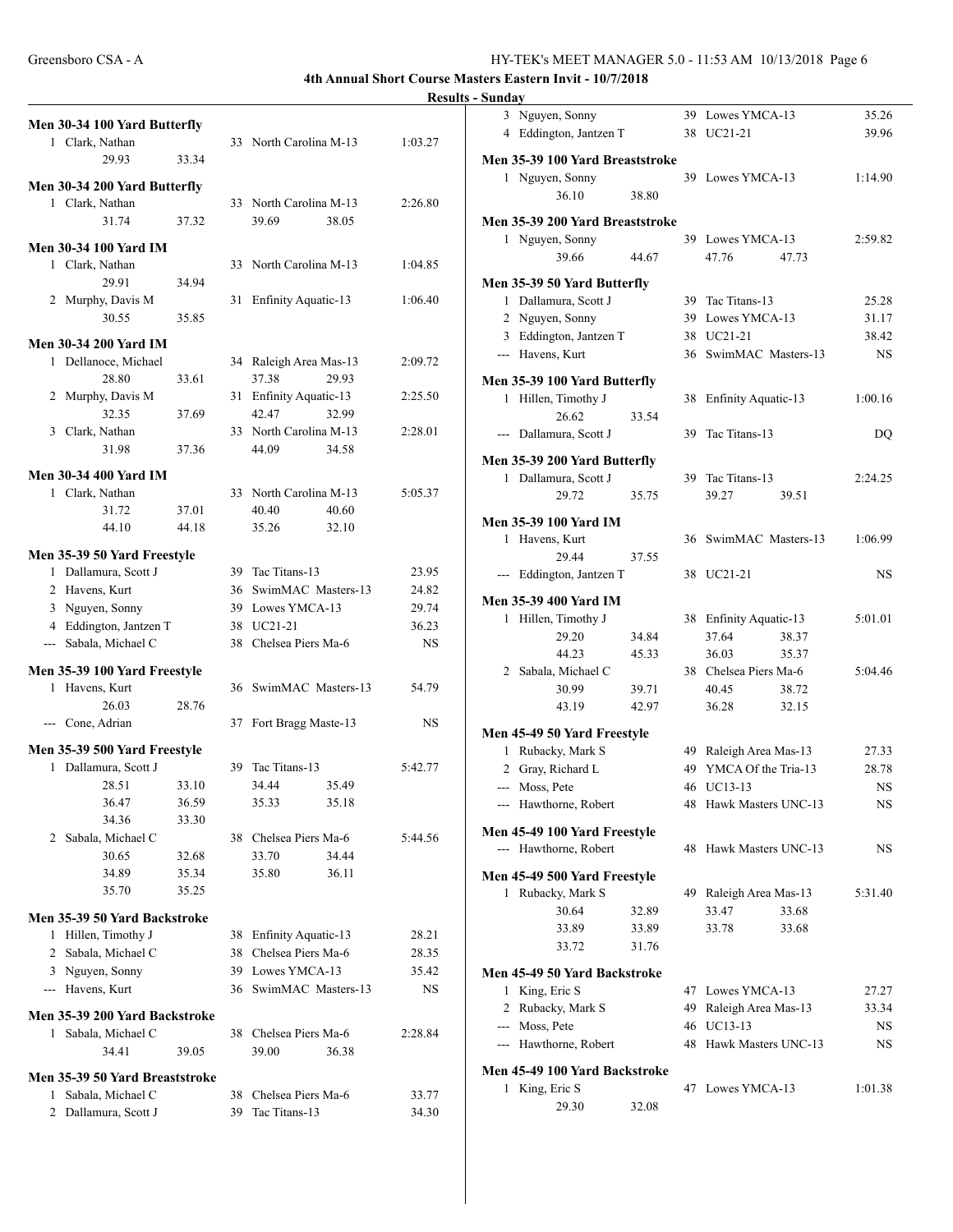**4th Annual Short Course Masters Eastern Invit - 10/7/2018**

**Results - Sunday**

### Men 30-34 100 Yard Butterfly

| Place | Name | Age | Team | Time |
|---|---|---|---|---|
| 1 | Clark, Nathan | 33 | North Carolina M-13 | 1:03.27 |
| | 29.93 | 33.34 | | |

### Men 30-34 200 Yard Butterfly

| Place | Name | Age | Team | Time |
|---|---|---|---|---|
| 1 | Clark, Nathan | 33 | North Carolina M-13 | 2:26.80 |
| | 31.74 | 37.32 | 39.69 38.05 | |

### Men 30-34 100 Yard IM

| Place | Name | Age | Team | Time |
|---|---|---|---|---|
| 1 | Clark, Nathan | 33 | North Carolina M-13 | 1:04.85 |
| | 29.91 | 34.94 | | |
| 2 | Murphy, Davis M | 31 | Enfinity Aquatic-13 | 1:06.40 |
| | 30.55 | 35.85 | | |

### Men 30-34 200 Yard IM

| Place | Name | Age | Team | Time |
|---|---|---|---|---|
| 1 | Dellanoce, Michael | 34 | Raleigh Area Mas-13 | 2:09.72 |
| | 28.80 | 33.61 | 37.38 29.93 | |
| 2 | Murphy, Davis M | 31 | Enfinity Aquatic-13 | 2:25.50 |
| | 32.35 | 37.69 | 42.47 32.99 | |
| 3 | Clark, Nathan | 33 | North Carolina M-13 | 2:28.01 |
| | 31.98 | 37.36 | 44.09 34.58 | |

### Men 30-34 400 Yard IM

| Place | Name | Age | Team | Time |
|---|---|---|---|---|
| 1 | Clark, Nathan | 33 | North Carolina M-13 | 5:05.37 |
| | 31.72 | 37.01 | 40.40 40.60 | |
| | 44.10 | 44.18 | 35.26 32.10 | |

### Men 35-39 50 Yard Freestyle

| Place | Name | Age | Team | Time |
|---|---|---|---|---|
| 1 | Dallamura, Scott J | 39 | Tac Titans-13 | 23.95 |
| 2 | Havens, Kurt | 36 | SwimMAC Masters-13 | 24.82 |
| 3 | Nguyen, Sonny | 39 | Lowes YMCA-13 | 29.74 |
| 4 | Eddington, Jantzen T | 38 | UC21-21 | 36.23 |
| --- | Sabala, Michael C | 38 | Chelsea Piers Ma-6 | NS |

### Men 35-39 100 Yard Freestyle

| Place | Name | Age | Team | Time |
|---|---|---|---|---|
| 1 | Havens, Kurt | 36 | SwimMAC Masters-13 | 54.79 |
| | 26.03 | 28.76 | | |
| --- | Cone, Adrian | 37 | Fort Bragg Maste-13 | NS |

### Men 35-39 500 Yard Freestyle

| Place | Name | Age | Team | Time |
|---|---|---|---|---|
| 1 | Dallamura, Scott J | 39 | Tac Titans-13 | 5:42.77 |
| | 28.51 | 33.10 | 34.44 35.49 | |
| | 36.47 | 36.59 | 35.33 35.18 | |
| | 34.36 | 33.30 | | |
| 2 | Sabala, Michael C | 38 | Chelsea Piers Ma-6 | 5:44.56 |
| | 30.65 | 32.68 | 33.70 34.44 | |
| | 34.89 | 35.34 | 35.80 36.11 | |
| | 35.70 | 35.25 | | |

### Men 35-39 50 Yard Backstroke

| Place | Name | Age | Team | Time |
|---|---|---|---|---|
| 1 | Hillen, Timothy J | 38 | Enfinity Aquatic-13 | 28.21 |
| 2 | Sabala, Michael C | 38 | Chelsea Piers Ma-6 | 28.35 |
| 3 | Nguyen, Sonny | 39 | Lowes YMCA-13 | 35.42 |
| --- | Havens, Kurt | 36 | SwimMAC Masters-13 | NS |

### Men 35-39 200 Yard Backstroke

| Place | Name | Age | Team | Time |
|---|---|---|---|---|
| 1 | Sabala, Michael C | 38 | Chelsea Piers Ma-6 | 2:28.84 |
| | 34.41 | 39.05 | 39.00 36.38 | |

### Men 35-39 50 Yard Breaststroke

| Place | Name | Age | Team | Time |
|---|---|---|---|---|
| 1 | Sabala, Michael C | 38 | Chelsea Piers Ma-6 | 33.77 |
| 2 | Dallamura, Scott J | 39 | Tac Titans-13 | 34.30 |
| 3 | Nguyen, Sonny | 39 | Lowes YMCA-13 | 35.26 |
| 4 | Eddington, Jantzen T | 38 | UC21-21 | 39.96 |

### Men 35-39 100 Yard Breaststroke

| Place | Name | Age | Team | Time |
|---|---|---|---|---|
| 1 | Nguyen, Sonny | 39 | Lowes YMCA-13 | 1:14.90 |
| | 36.10 | 38.80 | | |

### Men 35-39 200 Yard Breaststroke

| Place | Name | Age | Team | Time |
|---|---|---|---|---|
| 1 | Nguyen, Sonny | 39 | Lowes YMCA-13 | 2:59.82 |
| | 39.66 | 44.67 | 47.76 47.73 | |

### Men 35-39 50 Yard Butterfly

| Place | Name | Age | Team | Time |
|---|---|---|---|---|
| 1 | Dallamura, Scott J | 39 | Tac Titans-13 | 25.28 |
| 2 | Nguyen, Sonny | 39 | Lowes YMCA-13 | 31.17 |
| 3 | Eddington, Jantzen T | 38 | UC21-21 | 38.42 |
| --- | Havens, Kurt | 36 | SwimMAC Masters-13 | NS |

### Men 35-39 100 Yard Butterfly

| Place | Name | Age | Team | Time |
|---|---|---|---|---|
| 1 | Hillen, Timothy J | 38 | Enfinity Aquatic-13 | 1:00.16 |
| | 26.62 | 33.54 | | |
| --- | Dallamura, Scott J | 39 | Tac Titans-13 | DQ |

### Men 35-39 200 Yard Butterfly

| Place | Name | Age | Team | Time |
|---|---|---|---|---|
| 1 | Dallamura, Scott J | 39 | Tac Titans-13 | 2:24.25 |
| | 29.72 | 35.75 | 39.27 39.51 | |

### Men 35-39 100 Yard IM

| Place | Name | Age | Team | Time |
|---|---|---|---|---|
| 1 | Havens, Kurt | 36 | SwimMAC Masters-13 | 1:06.99 |
| | 29.44 | 37.55 | | |
| --- | Eddington, Jantzen T | 38 | UC21-21 | NS |

### Men 35-39 400 Yard IM

| Place | Name | Age | Team | Time |
|---|---|---|---|---|
| 1 | Hillen, Timothy J | 38 | Enfinity Aquatic-13 | 5:01.01 |
| | 29.20 | 34.84 | 37.64 38.37 | |
| | 44.23 | 45.33 | 36.03 35.37 | |
| 2 | Sabala, Michael C | 38 | Chelsea Piers Ma-6 | 5:04.46 |
| | 30.99 | 39.71 | 40.45 38.72 | |
| | 43.19 | 42.97 | 36.28 32.15 | |

### Men 45-49 50 Yard Freestyle

| Place | Name | Age | Team | Time |
|---|---|---|---|---|
| 1 | Rubacky, Mark S | 49 | Raleigh Area Mas-13 | 27.33 |
| 2 | Gray, Richard L | 49 | YMCA Of the Tria-13 | 28.78 |
| --- | Moss, Pete | 46 | UC13-13 | NS |
| --- | Hawthorne, Robert | 48 | Hawk Masters UNC-13 | NS |

### Men 45-49 100 Yard Freestyle

| Place | Name | Age | Team | Time |
|---|---|---|---|---|
| --- | Hawthorne, Robert | 48 | Hawk Masters UNC-13 | NS |

### Men 45-49 500 Yard Freestyle

| Place | Name | Age | Team | Time |
|---|---|---|---|---|
| 1 | Rubacky, Mark S | 49 | Raleigh Area Mas-13 | 5:31.40 |
| | 30.64 | 32.89 | 33.47 33.68 | |
| | 33.89 | 33.89 | 33.78 33.68 | |
| | 33.72 | 31.76 | | |

### Men 45-49 50 Yard Backstroke

| Place | Name | Age | Team | Time |
|---|---|---|---|---|
| 1 | King, Eric S | 47 | Lowes YMCA-13 | 27.27 |
| 2 | Rubacky, Mark S | 49 | Raleigh Area Mas-13 | 33.34 |
| --- | Moss, Pete | 46 | UC13-13 | NS |
| --- | Hawthorne, Robert | 48 | Hawk Masters UNC-13 | NS |

### Men 45-49 100 Yard Backstroke

| Place | Name | Age | Team | Time |
|---|---|---|---|---|
| 1 | King, Eric S | 47 | Lowes YMCA-13 | 1:01.38 |
| | 29.30 | 32.08 | | |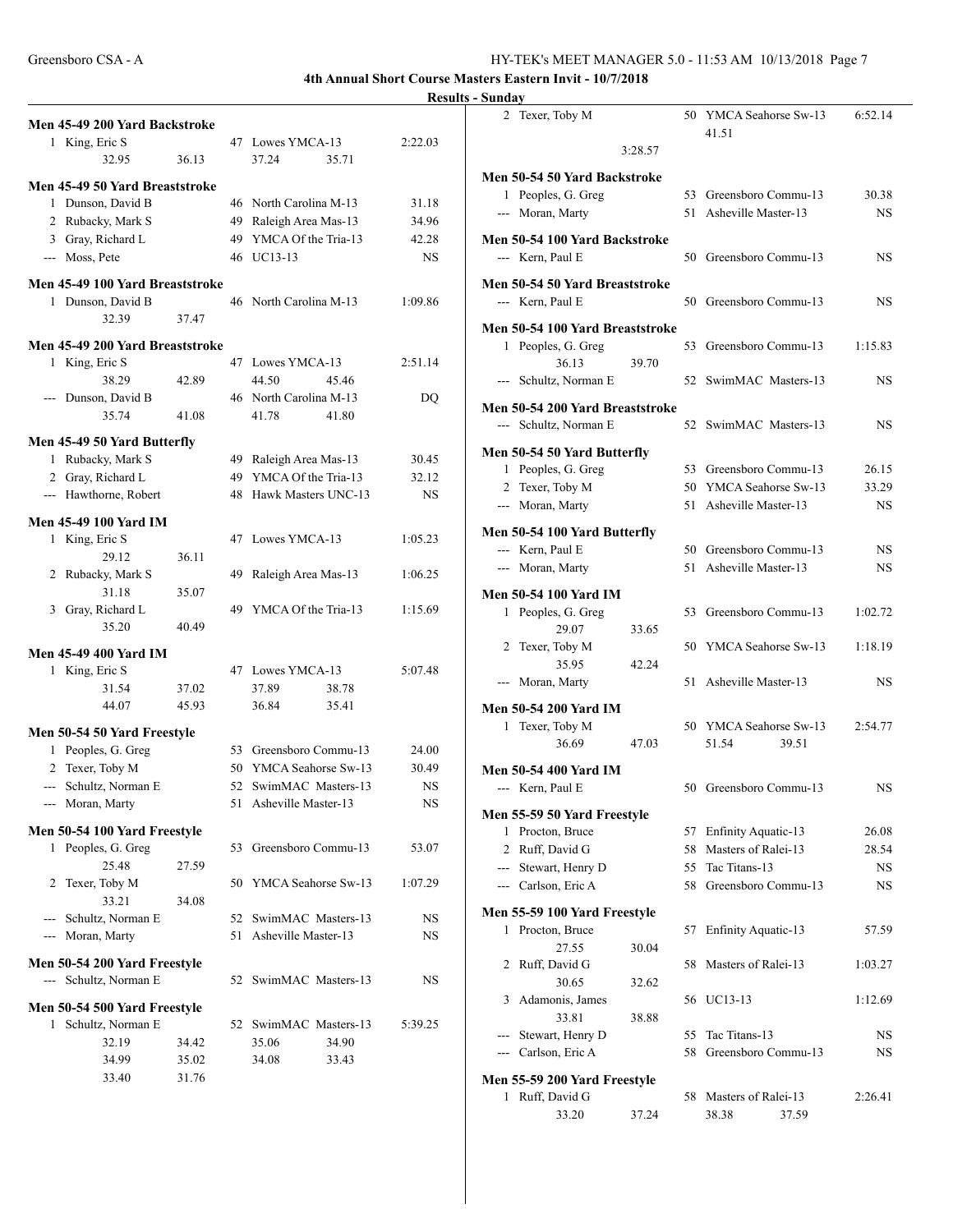**4th Annual Short Course Masters Eastern Invit - 10/7/2018**

**Results - Sunday**

### Men 45-49 200 Yard Backstroke

| Place | Name | Age | Team | Time |
|---|---|---|---|---|
| 1 | King, Eric S | 47 | Lowes YMCA-13 | 2:22.03 |
| | 32.95  36.13  37.24  35.71 | | | |

### Men 45-49 50 Yard Breaststroke

| Place | Name | Age | Team | Time |
|---|---|---|---|---|
| 1 | Dunson, David B | 46 | North Carolina M-13 | 31.18 |
| 2 | Rubacky, Mark S | 49 | Raleigh Area Mas-13 | 34.96 |
| 3 | Gray, Richard L | 49 | YMCA Of the Tria-13 | 42.28 |
| --- | Moss, Pete | 46 | UC13-13 | NS |

### Men 45-49 100 Yard Breaststroke

| Place | Name | Age | Team | Time |
|---|---|---|---|---|
| 1 | Dunson, David B | 46 | North Carolina M-13 | 1:09.86 |
| | 32.39  37.47 | | | |

### Men 45-49 200 Yard Breaststroke

| Place | Name | Age | Team | Time |
|---|---|---|---|---|
| 1 | King, Eric S | 47 | Lowes YMCA-13 | 2:51.14 |
| | 38.29  42.89  44.50  45.46 | | | |
| --- | Dunson, David B | 46 | North Carolina M-13 | DQ |
| | 35.74  41.08  41.78  41.80 | | | |

### Men 45-49 50 Yard Butterfly

| Place | Name | Age | Team | Time |
|---|---|---|---|---|
| 1 | Rubacky, Mark S | 49 | Raleigh Area Mas-13 | 30.45 |
| 2 | Gray, Richard L | 49 | YMCA Of the Tria-13 | 32.12 |
| --- | Hawthorne, Robert | 48 | Hawk Masters UNC-13 | NS |

### Men 45-49 100 Yard IM

| Place | Name | Age | Team | Time |
|---|---|---|---|---|
| 1 | King, Eric S | 47 | Lowes YMCA-13 | 1:05.23 |
| | 29.12  36.11 | | | |
| 2 | Rubacky, Mark S | 49 | Raleigh Area Mas-13 | 1:06.25 |
| | 31.18  35.07 | | | |
| 3 | Gray, Richard L | 49 | YMCA Of the Tria-13 | 1:15.69 |
| | 35.20  40.49 | | | |

### Men 45-49 400 Yard IM

| Place | Name | Age | Team | Time |
|---|---|---|---|---|
| 1 | King, Eric S | 47 | Lowes YMCA-13 | 5:07.48 |
| | 31.54  37.02  37.89  38.78 | | | |
| | 44.07  45.93  36.84  35.41 | | | |

### Men 50-54 50 Yard Freestyle

| Place | Name | Age | Team | Time |
|---|---|---|---|---|
| 1 | Peoples, G. Greg | 53 | Greensboro Commu-13 | 24.00 |
| 2 | Texer, Toby M | 50 | YMCA Seahorse Sw-13 | 30.49 |
| --- | Schultz, Norman E | 52 | SwimMAC Masters-13 | NS |
| --- | Moran, Marty | 51 | Asheville Master-13 | NS |

### Men 50-54 100 Yard Freestyle

| Place | Name | Age | Team | Time |
|---|---|---|---|---|
| 1 | Peoples, G. Greg | 53 | Greensboro Commu-13 | 53.07 |
| | 25.48  27.59 | | | |
| 2 | Texer, Toby M | 50 | YMCA Seahorse Sw-13 | 1:07.29 |
| | 33.21  34.08 | | | |
| --- | Schultz, Norman E | 52 | SwimMAC Masters-13 | NS |
| --- | Moran, Marty | 51 | Asheville Master-13 | NS |

### Men 50-54 200 Yard Freestyle

| Place | Name | Age | Team | Time |
|---|---|---|---|---|
| --- | Schultz, Norman E | 52 | SwimMAC Masters-13 | NS |

### Men 50-54 500 Yard Freestyle

| Place | Name | Age | Team | Time |
|---|---|---|---|---|
| 1 | Schultz, Norman E | 52 | SwimMAC Masters-13 | 5:39.25 |
| | 32.19  34.42  35.06  34.90 | | | |
| | 34.99  35.02  34.08  33.43 | | | |
| | 33.40  31.76 | | | |
| 2 | Texer, Toby M | 50 | YMCA Seahorse Sw-13 | 6:52.14 |
| | 41.51 | | | |
| | 3:28.57 | | | |

### Men 50-54 50 Yard Backstroke

| Place | Name | Age | Team | Time |
|---|---|---|---|---|
| 1 | Peoples, G. Greg | 53 | Greensboro Commu-13 | 30.38 |
| --- | Moran, Marty | 51 | Asheville Master-13 | NS |

### Men 50-54 100 Yard Backstroke

| Place | Name | Age | Team | Time |
|---|---|---|---|---|
| --- | Kern, Paul E | 50 | Greensboro Commu-13 | NS |

### Men 50-54 50 Yard Breaststroke

| Place | Name | Age | Team | Time |
|---|---|---|---|---|
| --- | Kern, Paul E | 50 | Greensboro Commu-13 | NS |

### Men 50-54 100 Yard Breaststroke

| Place | Name | Age | Team | Time |
|---|---|---|---|---|
| 1 | Peoples, G. Greg | 53 | Greensboro Commu-13 | 1:15.83 |
| | 36.13  39.70 | | | |
| --- | Schultz, Norman E | 52 | SwimMAC Masters-13 | NS |

### Men 50-54 200 Yard Breaststroke

| Place | Name | Age | Team | Time |
|---|---|---|---|---|
| --- | Schultz, Norman E | 52 | SwimMAC Masters-13 | NS |

### Men 50-54 50 Yard Butterfly

| Place | Name | Age | Team | Time |
|---|---|---|---|---|
| 1 | Peoples, G. Greg | 53 | Greensboro Commu-13 | 26.15 |
| 2 | Texer, Toby M | 50 | YMCA Seahorse Sw-13 | 33.29 |
| --- | Moran, Marty | 51 | Asheville Master-13 | NS |

### Men 50-54 100 Yard Butterfly

| Place | Name | Age | Team | Time |
|---|---|---|---|---|
| --- | Kern, Paul E | 50 | Greensboro Commu-13 | NS |
| --- | Moran, Marty | 51 | Asheville Master-13 | NS |

### Men 50-54 100 Yard IM

| Place | Name | Age | Team | Time |
|---|---|---|---|---|
| 1 | Peoples, G. Greg | 53 | Greensboro Commu-13 | 1:02.72 |
| | 29.07  33.65 | | | |
| 2 | Texer, Toby M | 50 | YMCA Seahorse Sw-13 | 1:18.19 |
| | 35.95  42.24 | | | |
| --- | Moran, Marty | 51 | Asheville Master-13 | NS |

### Men 50-54 200 Yard IM

| Place | Name | Age | Team | Time |
|---|---|---|---|---|
| 1 | Texer, Toby M | 50 | YMCA Seahorse Sw-13 | 2:54.77 |
| | 36.69  47.03  51.54  39.51 | | | |

### Men 50-54 400 Yard IM

| Place | Name | Age | Team | Time |
|---|---|---|---|---|
| --- | Kern, Paul E | 50 | Greensboro Commu-13 | NS |

### Men 55-59 50 Yard Freestyle

| Place | Name | Age | Team | Time |
|---|---|---|---|---|
| 1 | Procton, Bruce | 57 | Enfinity Aquatic-13 | 26.08 |
| 2 | Ruff, David G | 58 | Masters of Ralei-13 | 28.54 |
| --- | Stewart, Henry D | 55 | Tac Titans-13 | NS |
| --- | Carlson, Eric A | 58 | Greensboro Commu-13 | NS |

### Men 55-59 100 Yard Freestyle

| Place | Name | Age | Team | Time |
|---|---|---|---|---|
| 1 | Procton, Bruce | 57 | Enfinity Aquatic-13 | 57.59 |
| | 27.55  30.04 | | | |
| 2 | Ruff, David G | 58 | Masters of Ralei-13 | 1:03.27 |
| | 30.65  32.62 | | | |
| 3 | Adamonis, James | 56 | UC13-13 | 1:12.69 |
| | 33.81  38.88 | | | |
| --- | Stewart, Henry D | 55 | Tac Titans-13 | NS |
| --- | Carlson, Eric A | 58 | Greensboro Commu-13 | NS |

### Men 55-59 200 Yard Freestyle

| Place | Name | Age | Team | Time |
|---|---|---|---|---|
| 1 | Ruff, David G | 58 | Masters of Ralei-13 | 2:26.41 |
| | 33.20  37.24  38.38  37.59 | | | |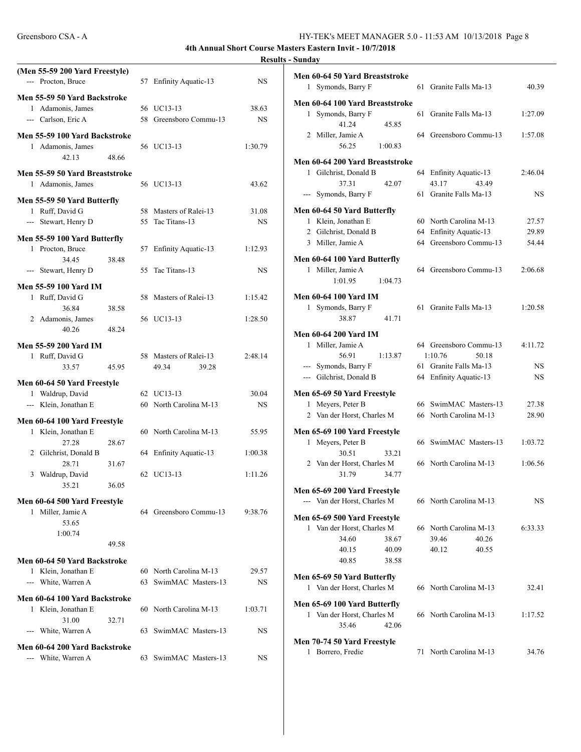**4th Annual Short Course Masters Eastern Invit - 10/7/2018**

**Results - Sunday**

**(Men 55-59 200 Yard Freestyle)**

| Place | Name | Age | Team | Time |
|---|---|---|---|---|
| --- | Procton, Bruce | 57 | Enfinity Aquatic-13 | NS |

**Men 55-59 50 Yard Backstroke**

| Place | Name | Age | Team | Time |
|---|---|---|---|---|
| 1 | Adamonis, James | 56 | UC13-13 | 38.63 |
| --- | Carlson, Eric A | 58 | Greensboro Commu-13 | NS |

**Men 55-59 100 Yard Backstroke**

| Place | Name | Age | Team | Time |
|---|---|---|---|---|
| 1 | Adamonis, James | 56 | UC13-13 | 1:30.79 |
| | 42.13 48.66 | | | |

**Men 55-59 50 Yard Breaststroke**

| Place | Name | Age | Team | Time |
|---|---|---|---|---|
| 1 | Adamonis, James | 56 | UC13-13 | 43.62 |

**Men 55-59 50 Yard Butterfly**

| Place | Name | Age | Team | Time |
|---|---|---|---|---|
| 1 | Ruff, David G | 58 | Masters of Ralei-13 | 31.08 |
| --- | Stewart, Henry D | 55 | Tac Titans-13 | NS |

**Men 55-59 100 Yard Butterfly**

| Place | Name | Age | Team | Time |
|---|---|---|---|---|
| 1 | Procton, Bruce | 57 | Enfinity Aquatic-13 | 1:12.93 |
| | 34.45 38.48 | | | |
| --- | Stewart, Henry D | 55 | Tac Titans-13 | NS |

**Men 55-59 100 Yard IM**

| Place | Name | Age | Team | Time |
|---|---|---|---|---|
| 1 | Ruff, David G | 58 | Masters of Ralei-13 | 1:15.42 |
| | 36.84 38.58 | | | |
| 2 | Adamonis, James | 56 | UC13-13 | 1:28.50 |
| | 40.26 48.24 | | | |

**Men 55-59 200 Yard IM**

| Place | Name | Age | Team | Time |
|---|---|---|---|---|
| 1 | Ruff, David G | 58 | Masters of Ralei-13 | 2:48.14 |
| | 33.57 45.95 | | 49.34 39.28 | |

**Men 60-64 50 Yard Freestyle**

| Place | Name | Age | Team | Time |
|---|---|---|---|---|
| 1 | Waldrup, David | 62 | UC13-13 | 30.04 |
| --- | Klein, Jonathan E | 60 | North Carolina M-13 | NS |

**Men 60-64 100 Yard Freestyle**

| Place | Name | Age | Team | Time |
|---|---|---|---|---|
| 1 | Klein, Jonathan E | 60 | North Carolina M-13 | 55.95 |
| | 27.28 28.67 | | | |
| 2 | Gilchrist, Donald B | 64 | Enfinity Aquatic-13 | 1:00.38 |
| | 28.71 31.67 | | | |
| 3 | Waldrup, David | 62 | UC13-13 | 1:11.26 |
| | 35.21 36.05 | | | |

**Men 60-64 500 Yard Freestyle**

| Place | Name | Age | Team | Time |
|---|---|---|---|---|
| 1 | Miller, Jamie A | 64 | Greensboro Commu-13 | 9:38.76 |
| | 53.65 | | | |
| | 1:00.74 | | | |
| | 49.58 | | | |

**Men 60-64 50 Yard Backstroke**

| Place | Name | Age | Team | Time |
|---|---|---|---|---|
| 1 | Klein, Jonathan E | 60 | North Carolina M-13 | 29.57 |
| --- | White, Warren A | 63 | SwimMAC Masters-13 | NS |

**Men 60-64 100 Yard Backstroke**

| Place | Name | Age | Team | Time |
|---|---|---|---|---|
| 1 | Klein, Jonathan E | 60 | North Carolina M-13 | 1:03.71 |
| | 31.00 32.71 | | | |
| --- | White, Warren A | 63 | SwimMAC Masters-13 | NS |

**Men 60-64 200 Yard Backstroke**

| Place | Name | Age | Team | Time |
|---|---|---|---|---|
| --- | White, Warren A | 63 | SwimMAC Masters-13 | NS |

**Men 60-64 50 Yard Breaststroke**

| Place | Name | Age | Team | Time |
|---|---|---|---|---|
| 1 | Symonds, Barry F | 61 | Granite Falls Ma-13 | 40.39 |

**Men 60-64 100 Yard Breaststroke**

| Place | Name | Age | Team | Time |
|---|---|---|---|---|
| 1 | Symonds, Barry F | 61 | Granite Falls Ma-13 | 1:27.09 |
| | 41.24 45.85 | | | |
| 2 | Miller, Jamie A | 64 | Greensboro Commu-13 | 1:57.08 |
| | 56.25 1:00.83 | | | |

**Men 60-64 200 Yard Breaststroke**

| Place | Name | Age | Team | Time |
|---|---|---|---|---|
| 1 | Gilchrist, Donald B | 64 | Enfinity Aquatic-13 | 2:46.04 |
| | 37.31 42.07 | | 43.17 43.49 | |
| --- | Symonds, Barry F | 61 | Granite Falls Ma-13 | NS |

**Men 60-64 50 Yard Butterfly**

| Place | Name | Age | Team | Time |
|---|---|---|---|---|
| 1 | Klein, Jonathan E | 60 | North Carolina M-13 | 27.57 |
| 2 | Gilchrist, Donald B | 64 | Enfinity Aquatic-13 | 29.89 |
| 3 | Miller, Jamie A | 64 | Greensboro Commu-13 | 54.44 |

**Men 60-64 100 Yard Butterfly**

| Place | Name | Age | Team | Time |
|---|---|---|---|---|
| 1 | Miller, Jamie A | 64 | Greensboro Commu-13 | 2:06.68 |
| | 1:01.95 1:04.73 | | | |

**Men 60-64 100 Yard IM**

| Place | Name | Age | Team | Time |
|---|---|---|---|---|
| 1 | Symonds, Barry F | 61 | Granite Falls Ma-13 | 1:20.58 |
| | 38.87 41.71 | | | |

**Men 60-64 200 Yard IM**

| Place | Name | Age | Team | Time |
|---|---|---|---|---|
| 1 | Miller, Jamie A | 64 | Greensboro Commu-13 | 4:11.72 |
| | 56.91 1:13.87 | | 1:10.76 50.18 | |
| --- | Symonds, Barry F | 61 | Granite Falls Ma-13 | NS |
| --- | Gilchrist, Donald B | 64 | Enfinity Aquatic-13 | NS |

**Men 65-69 50 Yard Freestyle**

| Place | Name | Age | Team | Time |
|---|---|---|---|---|
| 1 | Meyers, Peter B | 66 | SwimMAC Masters-13 | 27.38 |
| 2 | Van der Horst, Charles M | 66 | North Carolina M-13 | 28.90 |

**Men 65-69 100 Yard Freestyle**

| Place | Name | Age | Team | Time |
|---|---|---|---|---|
| 1 | Meyers, Peter B | 66 | SwimMAC Masters-13 | 1:03.72 |
| | 30.51 33.21 | | | |
| 2 | Van der Horst, Charles M | 66 | North Carolina M-13 | 1:06.56 |
| | 31.79 34.77 | | | |

**Men 65-69 200 Yard Freestyle**

| Place | Name | Age | Team | Time |
|---|---|---|---|---|
| --- | Van der Horst, Charles M | 66 | North Carolina M-13 | NS |

**Men 65-69 500 Yard Freestyle**

| Place | Name | Age | Team | Time |
|---|---|---|---|---|
| 1 | Van der Horst, Charles M | 66 | North Carolina M-13 | 6:33.33 |
| | 34.60 38.67 | | 39.46 40.26 | |
| | 40.15 40.09 | | 40.12 40.55 | |
| | 40.85 38.58 | | | |

**Men 65-69 50 Yard Butterfly**

| Place | Name | Age | Team | Time |
|---|---|---|---|---|
| 1 | Van der Horst, Charles M | 66 | North Carolina M-13 | 32.41 |

**Men 65-69 100 Yard Butterfly**

| Place | Name | Age | Team | Time |
|---|---|---|---|---|
| 1 | Van der Horst, Charles M | 66 | North Carolina M-13 | 1:17.52 |
| | 35.46 42.06 | | | |

**Men 70-74 50 Yard Freestyle**

| Place | Name | Age | Team | Time |
|---|---|---|---|---|
| 1 | Borrero, Fredie | 71 | North Carolina M-13 | 34.76 |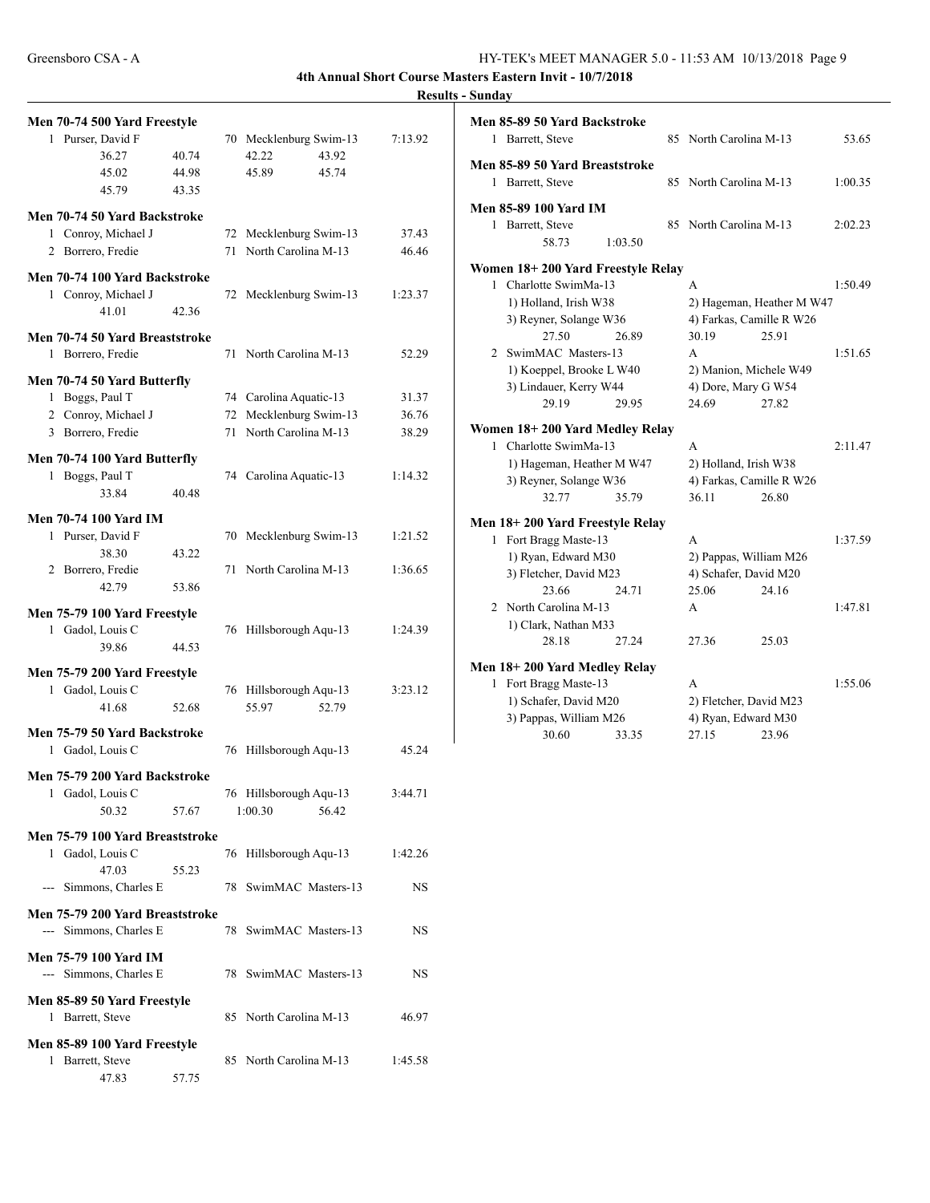**4th Annual Short Course Masters Eastern Invit - 10/7/2018**

**Results - Sunday**

### Men 70-74 500 Yard Freestyle

1 Purser, David F — 70 Mecklenburg Swim-13 — 7:13.92
36.27 40.74 42.22 43.92
45.02 44.98 45.89 45.74
45.79 43.35

### Men 70-74 50 Yard Backstroke

1 Conroy, Michael J — 72 Mecklenburg Swim-13 — 37.43
2 Borrero, Fredie — 71 North Carolina M-13 — 46.46

### Men 70-74 100 Yard Backstroke

1 Conroy, Michael J — 72 Mecklenburg Swim-13 — 1:23.37
41.01 42.36

### Men 70-74 50 Yard Breaststroke

1 Borrero, Fredie — 71 North Carolina M-13 — 52.29

### Men 70-74 50 Yard Butterfly

1 Boggs, Paul T — 74 Carolina Aquatic-13 — 31.37
2 Conroy, Michael J — 72 Mecklenburg Swim-13 — 36.76
3 Borrero, Fredie — 71 North Carolina M-13 — 38.29

### Men 70-74 100 Yard Butterfly

1 Boggs, Paul T — 74 Carolina Aquatic-13 — 1:14.32
33.84 40.48

### Men 70-74 100 Yard IM

1 Purser, David F — 70 Mecklenburg Swim-13 — 1:21.52
38.30 43.22
2 Borrero, Fredie — 71 North Carolina M-13 — 1:36.65
42.79 53.86

### Men 75-79 100 Yard Freestyle

1 Gadol, Louis C — 76 Hillsborough Aqu-13 — 1:24.39
39.86 44.53

### Men 75-79 200 Yard Freestyle

1 Gadol, Louis C — 76 Hillsborough Aqu-13 — 3:23.12
41.68 52.68 55.97 52.79

### Men 75-79 50 Yard Backstroke

1 Gadol, Louis C — 76 Hillsborough Aqu-13 — 45.24

### Men 75-79 200 Yard Backstroke

1 Gadol, Louis C — 76 Hillsborough Aqu-13 — 3:44.71
50.32 57.67 1:00.30 56.42

### Men 75-79 100 Yard Breaststroke

1 Gadol, Louis C — 76 Hillsborough Aqu-13 — 1:42.26
47.03 55.23
--- Simmons, Charles E — 78 SwimMAC Masters-13 — NS

### Men 75-79 200 Yard Breaststroke

--- Simmons, Charles E — 78 SwimMAC Masters-13 — NS

### Men 75-79 100 Yard IM

--- Simmons, Charles E — 78 SwimMAC Masters-13 — NS

### Men 85-89 50 Yard Freestyle

1 Barrett, Steve — 85 North Carolina M-13 — 46.97

### Men 85-89 100 Yard Freestyle

1 Barrett, Steve — 85 North Carolina M-13 — 1:45.58
47.83 57.75

### Men 85-89 50 Yard Backstroke

1 Barrett, Steve — 85 North Carolina M-13 — 53.65

### Men 85-89 50 Yard Breaststroke

1 Barrett, Steve — 85 North Carolina M-13 — 1:00.35

### Men 85-89 100 Yard IM

1 Barrett, Steve — 85 North Carolina M-13 — 2:02.23
58.73 1:03.50

### Women 18+ 200 Yard Freestyle Relay

1 Charlotte SwimMa-13 — A — 1:50.49
1) Holland, Irish W38 2) Hageman, Heather M W47
3) Reyner, Solange W36 4) Farkas, Camille R W26
27.50 26.89 30.19 25.91

2 SwimMAC Masters-13 — A — 1:51.65
1) Koeppel, Brooke L W40 2) Manion, Michele W49
3) Lindauer, Kerry W44 4) Dore, Mary G W54
29.19 29.95 24.69 27.82

### Women 18+ 200 Yard Medley Relay

1 Charlotte SwimMa-13 — A — 2:11.47
1) Hageman, Heather M W47 2) Holland, Irish W38
3) Reyner, Solange W36 4) Farkas, Camille R W26
32.77 35.79 36.11 26.80

### Men 18+ 200 Yard Freestyle Relay

1 Fort Bragg Maste-13 — A — 1:37.59
1) Ryan, Edward M30 2) Pappas, William M26
3) Fletcher, David M23 4) Schafer, David M20
23.66 24.71 25.06 24.16

2 North Carolina M-13 — A — 1:47.81
1) Clark, Nathan M33
28.18 27.24 27.36 25.03

### Men 18+ 200 Yard Medley Relay

1 Fort Bragg Maste-13 — A — 1:55.06
1) Schafer, David M20 2) Fletcher, David M23
3) Pappas, William M26 4) Ryan, Edward M30
30.60 33.35 27.15 23.96